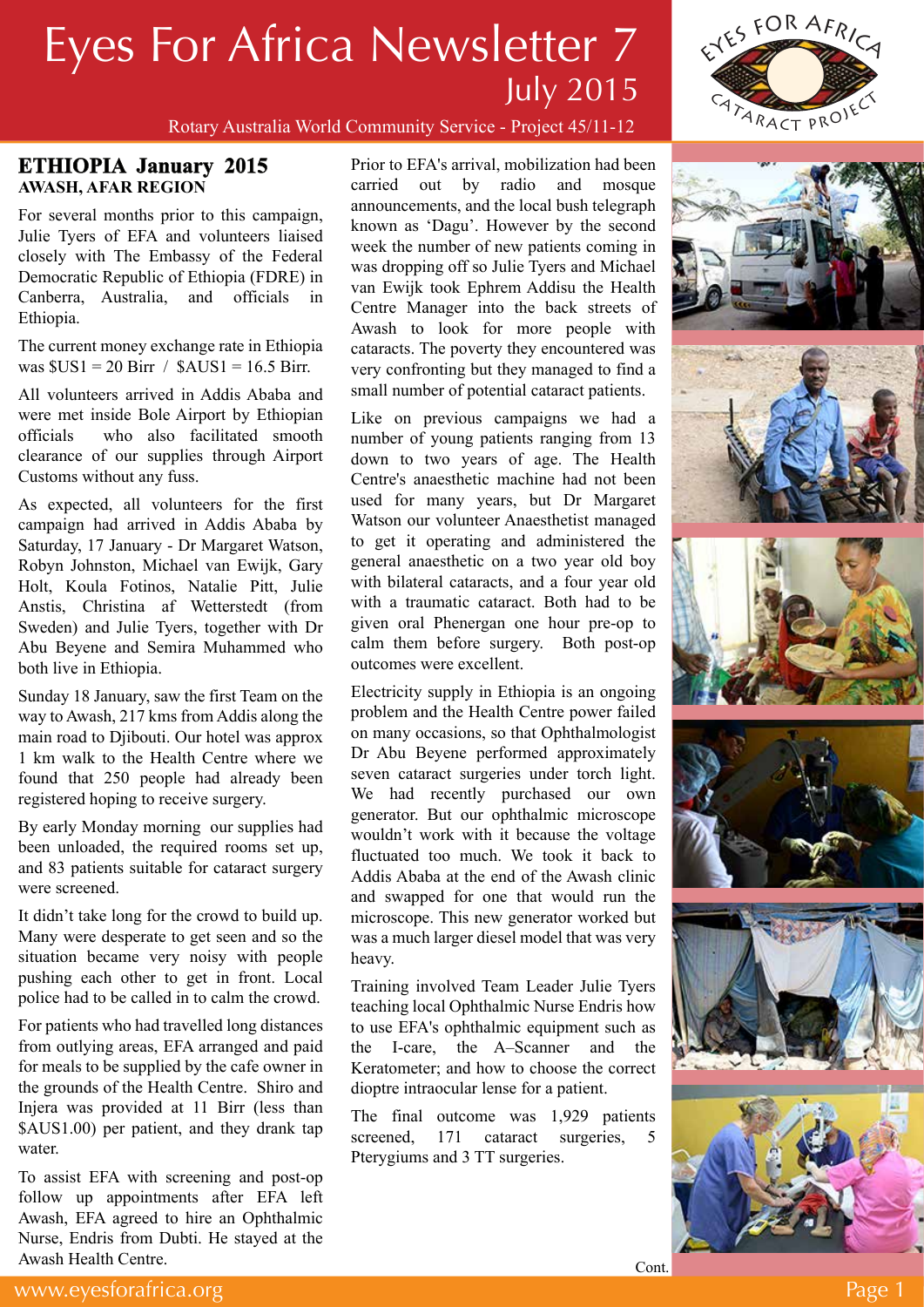# Eyes For Africa Newsletter 7

July 2015

Rotary Australia World Community Service - Project 45/11-12

## ETHIOPIA January 2015

### AWASH, AFAR REGION

For several months prior to this campaign, Julie Tyers of EFA and volunteers liaised closely with The Embassy of the Federal Democratic Republic of Ethiopia (FDRE) in Canberra, Australia, and officials in Ethiopia.

The current money exchange rate in Ethiopia was $US1 = 20 Birr / $AUS1 = 16.5 Birr.

All volunteers arrived in Addis Ababa and were met inside Bole Airport by Ethiopian officials who also facilitated smooth clearance of our supplies through Airport Customs without any fuss.

As expected, all volunteers for the first campaign had arrived in Addis Ababa by Saturday, 17 January - Dr Margaret Watson, Robyn Johnston, Michael van Ewijk, Gary Holt, Koula Fotinos, Natalie Pitt, Julie Anstis, Christina af Wetterstedt (from Sweden) and Julie Tyers, together with Dr Abu Beyene and Semira Muhammed who both live in Ethiopia.

Sunday 18 January, saw the first Team on the way to Awash, 217 kms from Addis along the main road to Djibouti. Our hotel was approx 1 km walk to the Health Centre where we found that 250 people had already been registered hoping to receive surgery.

By early Monday morning our supplies had been unloaded, the required rooms set up, and 83 patients suitable for cataract surgery were screened.

It didn't take long for the crowd to build up. Many were desperate to get seen and so the situation became very noisy with people pushing each other to get in front. Local police had to be called in to calm the crowd.

For patients who had travelled long distances from outlying areas, EFA arranged and paid for meals to be supplied by the cafe owner in the grounds of the Health Centre. Shiro and Injera was provided at 11 Birr (less than $AUS1.00) per patient, and they drank tap water.

To assist EFA with screening and post-op follow up appointments after EFA left Awash, EFA agreed to hire an Ophthalmic Nurse, Endris from Dubti. He stayed at the Awash Health Centre.

Prior to EFA's arrival, mobilization had been carried out by radio and mosque announcements, and the local bush telegraph known as 'Dagu'. However by the second week the number of new patients coming in was dropping off so Julie Tyers and Michael van Ewijk took Ephrem Addisu the Health Centre Manager into the back streets of Awash to look for more people with cataracts. The poverty they encountered was very confronting but they managed to find a small number of potential cataract patients.

Like on previous campaigns we had a number of young patients ranging from 13 down to two years of age. The Health Centre's anaesthetic machine had not been used for many years, but Dr Margaret Watson our volunteer Anaesthetist managed to get it operating and administered the general anaesthetic on a two year old boy with bilateral cataracts, and a four year old with a traumatic cataract. Both had to be given oral Phenergan one hour pre-op to calm them before surgery. Both post-op outcomes were excellent.

Electricity supply in Ethiopia is an ongoing problem and the Health Centre power failed on many occasions, so that Ophthalmologist Dr Abu Beyene performed approximately seven cataract surgeries under torch light. We had recently purchased our own generator. But our ophthalmic microscope wouldn't work with it because the voltage fluctuated too much. We took it back to Addis Ababa at the end of the Awash clinic and swapped for one that would run the microscope. This new generator worked but was a much larger diesel model that was very heavy.

Training involved Team Leader Julie Tyers teaching local Ophthalmic Nurse Endris how to use EFA's ophthalmic equipment such as the I-care, the A–Scanner and the Keratometer; and how to choose the correct dioptre intraocular lense for a patient.

The final outcome was 1,929 patients screened, 171 cataract surgeries, 5 Pterygiums and 3 TT surgeries.

Cont.

www.eyesforafrica.org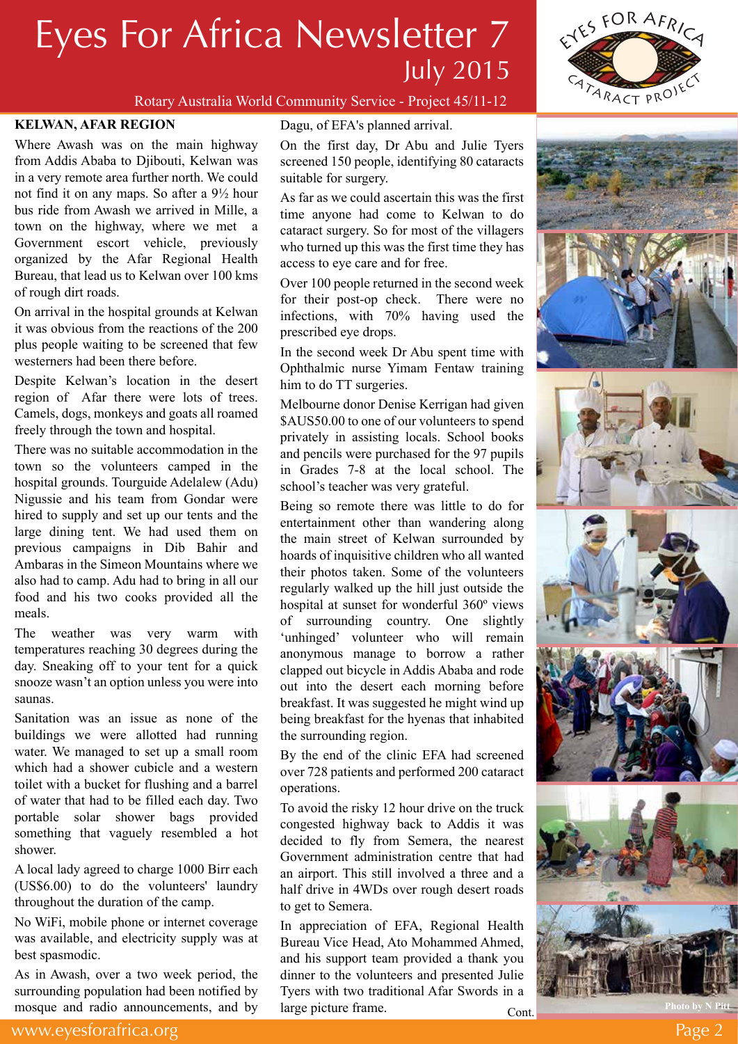# Eyes For Africa Newsletter 7

## July 2015

Rotary Australia World Community Service - Project 45/11-12

### KELWAN, AFAR REGION

Where Awash was on the main highway from Addis Ababa to Djibouti, Kelwan was in a very remote area further north. We could not find it on any maps. So after a 9½ hour bus ride from Awash we arrived in Mille, a town on the highway, where we met a Government escort vehicle, previously organized by the Afar Regional Health Bureau, that lead us to Kelwan over 100 kms of rough dirt roads.

On arrival in the hospital grounds at Kelwan it was obvious from the reactions of the 200 plus people waiting to be screened that few westerners had been there before.

Despite Kelwan's location in the desert region of Afar there were lots of trees. Camels, dogs, monkeys and goats all roamed freely through the town and hospital.

There was no suitable accommodation in the town so the volunteers camped in the hospital grounds. Tourguide Adelalew (Adu) Nigussie and his team from Gondar were hired to supply and set up our tents and the large dining tent. We had used them on previous campaigns in Dib Bahir and Ambaras in the Simeon Mountains where we also had to camp. Adu had to bring in all our food and his two cooks provided all the meals.

The weather was very warm with temperatures reaching 30 degrees during the day. Sneaking off to your tent for a quick snooze wasn't an option unless you were into saunas.

Sanitation was an issue as none of the buildings we were allotted had running water. We managed to set up a small room which had a shower cubicle and a western toilet with a bucket for flushing and a barrel of water that had to be filled each day. Two portable solar shower bags provided something that vaguely resembled a hot shower.

A local lady agreed to charge 1000 Birr each (US$6.00) to do the volunteers' laundry throughout the duration of the camp.

No WiFi, mobile phone or internet coverage was available, and electricity supply was at best spasmodic.

As in Awash, over a two week period, the surrounding population had been notified by mosque and radio announcements, and by Dagu, of EFA's planned arrival.

On the first day, Dr Abu and Julie Tyers screened 150 people, identifying 80 cataracts suitable for surgery.

As far as we could ascertain this was the first time anyone had come to Kelwan to do cataract surgery. So for most of the villagers who turned up this was the first time they has access to eye care and for free.

Over 100 people returned in the second week for their post-op check. There were no infections, with 70% having used the prescribed eye drops.

In the second week Dr Abu spent time with Ophthalmic nurse Yimam Fentaw training him to do TT surgeries.

Melbourne donor Denise Kerrigan had given $AUS50.00 to one of our volunteers to spend privately in assisting locals. School books and pencils were purchased for the 97 pupils in Grades 7-8 at the local school. The school's teacher was very grateful.

Being so remote there was little to do for entertainment other than wandering along the main street of Kelwan surrounded by hoards of inquisitive children who all wanted their photos taken. Some of the volunteers regularly walked up the hill just outside the hospital at sunset for wonderful 360º views of surrounding country. One slightly 'unhinged' volunteer who will remain anonymous manage to borrow a rather clapped out bicycle in Addis Ababa and rode out into the desert each morning before breakfast. It was suggested he might wind up being breakfast for the hyenas that inhabited the surrounding region.

By the end of the clinic EFA had screened over 728 patients and performed 200 cataract operations.

To avoid the risky 12 hour drive on the truck congested highway back to Addis it was decided to fly from Semera, the nearest Government administration centre that had an airport. This still involved a three and a half drive in 4WDs over rough desert roads to get to Semera.

In appreciation of EFA, Regional Health Bureau Vice Head, Ato Mohammed Ahmed, and his support team provided a thank you dinner to the volunteers and presented Julie Tyers with two traditional Afar Swords in a large picture frame.

Cont.

Photo by N Pitt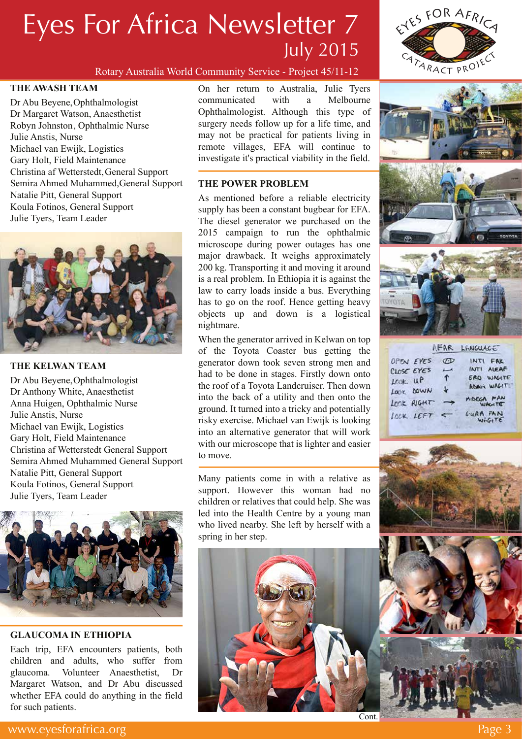# Eyes For Africa Newsletter 7

## July 2015

Rotary Australia World Community Service - Project 45/11-12

### THE AWASH TEAM

Dr Abu Beyene, Ophthalmologist
Dr Margaret Watson, Anaesthetist
Robyn Johnston, Ophthalmic Nurse
Julie Anstis, Nurse
Michael van Ewijk, Logistics
Gary Holt, Field Maintenance
Christina af Wetterstedt, General Support
Semira Ahmed Muhammed, General Support
Natalie Pitt, General Support
Koula Fotinos, General Support
Julie Tyers, Team Leader

### THE KELWAN TEAM

Dr Abu Beyene, Ophthalmologist
Dr Anthony White, Anaesthetist
Anna Huigen, Ophthalmic Nurse
Julie Anstis, Nurse
Michael van Ewijk, Logistics
Gary Holt, Field Maintenance
Christina af Wetterstedt General Support
Semira Ahmed Muhammed General Support
Natalie Pitt, General Support
Koula Fotinos, General Support
Julie Tyers, Team Leader

### GLAUCOMA IN ETHIOPIA

Each trip, EFA encounters patients, both children and adults, who suffer from glaucoma. Volunteer Anaesthetist, Dr Margaret Watson, and Dr Abu discussed whether EFA could do anything in the field for such patients.

On her return to Australia, Julie Tyers communicated with a Melbourne Ophthalmologist. Although this type of surgery needs follow up for a life time, and may not be practical for patients living in remote villages, EFA will continue to investigate it's practical viability in the field.

### THE POWER PROBLEM

As mentioned before a reliable electricity supply has been a constant bugbear for EFA. The diesel generator we purchased on the 2015 campaign to run the ophthalmic microscope during power outages has one major drawback. It weighs approximately 200 kg. Transporting it and moving it around is a real problem. In Ethiopia it is against the law to carry loads inside a bus. Everything has to go on the roof. Hence getting heavy objects up and down is a logistical nightmare.

When the generator arrived in Kelwan on top of the Toyota Coaster bus getting the generator down took seven strong men and had to be done in stages. Firstly down onto the roof of a Toyota Landcruiser. Then down into the back of a utility and then onto the ground. It turned into a tricky and potentially risky exercise. Michael van Ewijk is looking into an alternative generator that will work with our microscope that is lighter and easier to move.

Many patients come in with a relative as support. However this woman had no children or relatives that could help. She was led into the Health Centre by a young man who lived nearby. She left by herself with a spring in her step.

Cont.

www.eyesforafrica.org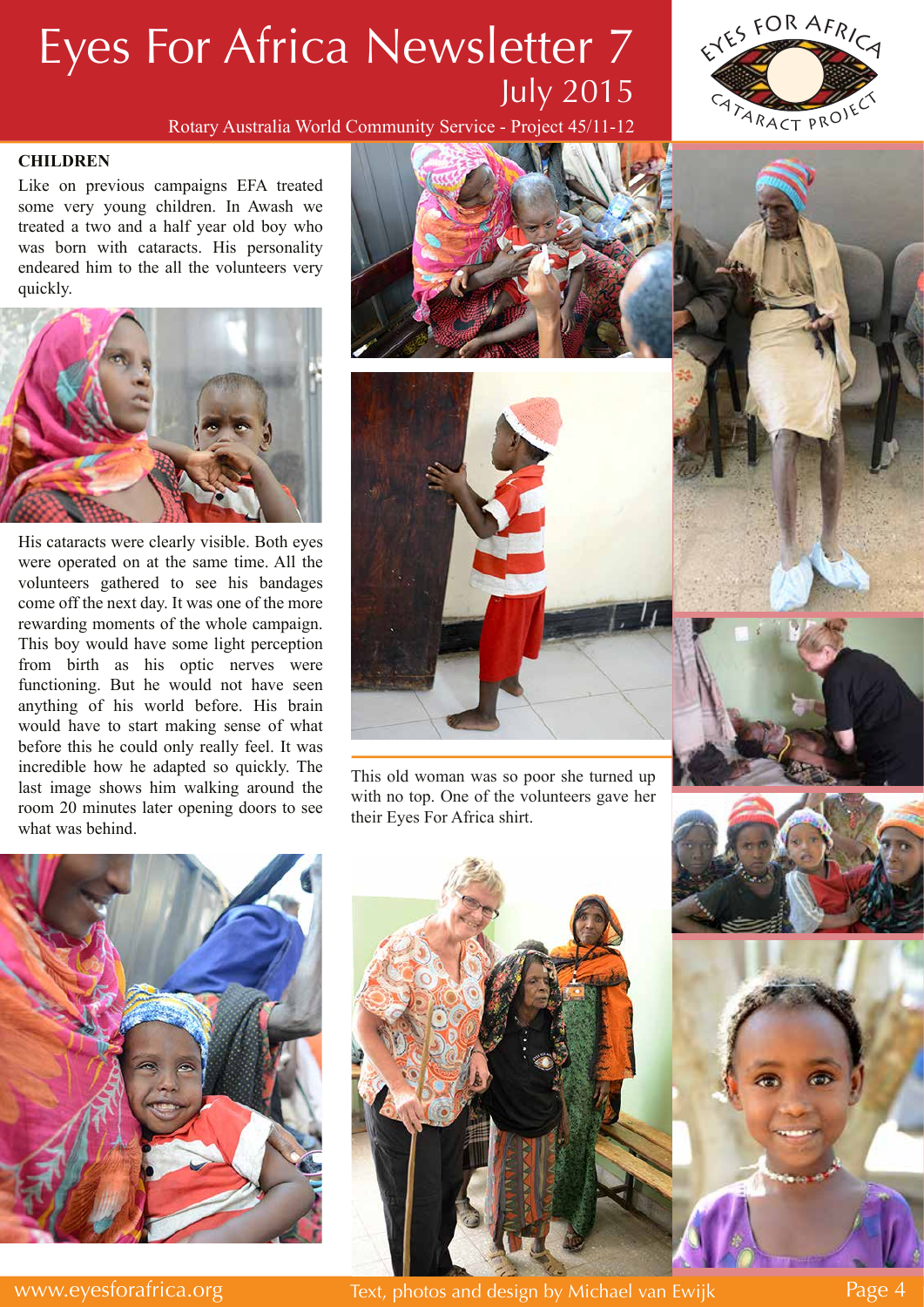# Eyes For Africa Newsletter 7

## July 2015

Rotary Australia World Community Service - Project 45/11-12

### CHILDREN

Like on previous campaigns EFA treated some very young children. In Awash we treated a two and a half year old boy who was born with cataracts. His personality endeared him to the all the volunteers very quickly.

His cataracts were clearly visible. Both eyes were operated on at the same time. All the volunteers gathered to see his bandages come off the next day. It was one of the more rewarding moments of the whole campaign. This boy would have some light perception from birth as his optic nerves were functioning. But he would not have seen anything of his world before. His brain would have to start making sense of what before this he could only really feel. It was incredible how he adapted so quickly. The last image shows him walking around the room 20 minutes later opening doors to see what was behind.

This old woman was so poor she turned up with no top. One of the volunteers gave her their Eyes For Africa shirt.

www.eyesforafrica.org

Text, photos and design by Michael van Ewijk